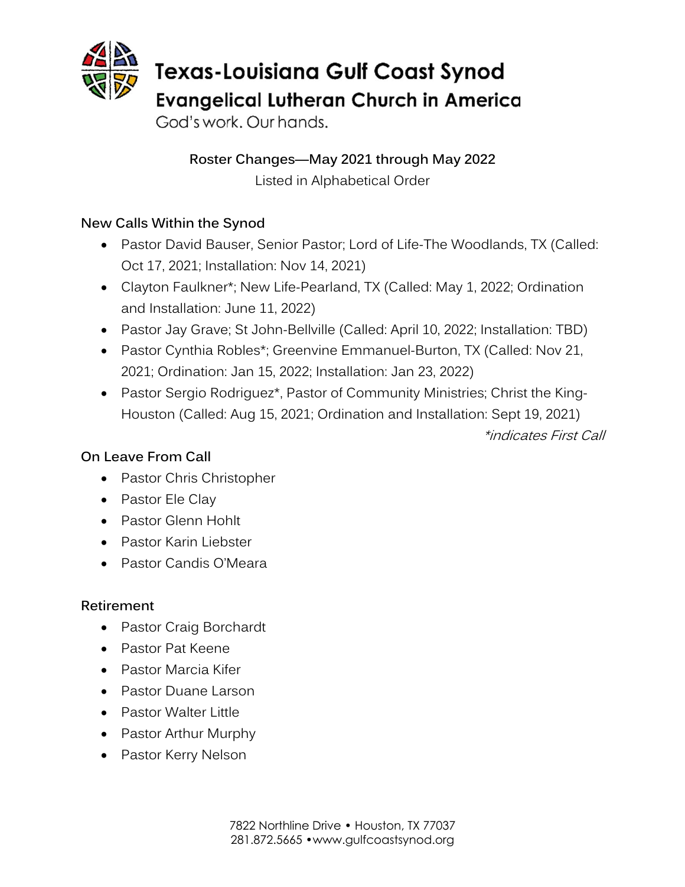# Texas-Louisiana Gulf Coast Synod

## Evangelical Lutheran Church in America

God's work. Our hands.

**Roster Changes—May 2021 through May 2022**

Listed in Alphabetical Order

### New Calls Within the Synod

- Pastor David Bauser, Senior Pastor; Lord of Life-The Woodlands, TX (Called: Oct 17, 2021; Installation: Nov 14, 2021)
- Clayton Faulkner*; New Life-Pearland, TX (Called: May 1, 2022; Ordination and Installation: June 11, 2022)
- Pastor Jay Grave; St John-Bellville (Called: April 10, 2022; Installation: TBD)
- Pastor Cynthia Robles*; Greenvine Emmanuel-Burton, TX (Called: Nov 21, 2021; Ordination: Jan 15, 2022; Installation: Jan 23, 2022)
- Pastor Sergio Rodriguez*, Pastor of Community Ministries; Christ the King-Houston (Called: Aug 15, 2021; Ordination and Installation: Sept 19, 2021)

*\*indicates First Call*

### On Leave From Call

- Pastor Chris Christopher
- Pastor Ele Clay
- Pastor Glenn Hohlt
- Pastor Karin Liebster
- Pastor Candis O'Meara

### Retirement

- Pastor Craig Borchardt
- Pastor Pat Keene
- Pastor Marcia Kifer
- Pastor Duane Larson
- Pastor Walter Little
- Pastor Arthur Murphy
- Pastor Kerry Nelson

7822 Northline Drive • Houston, TX 77037
281.872.5665 • www.gulfcoastsynod.org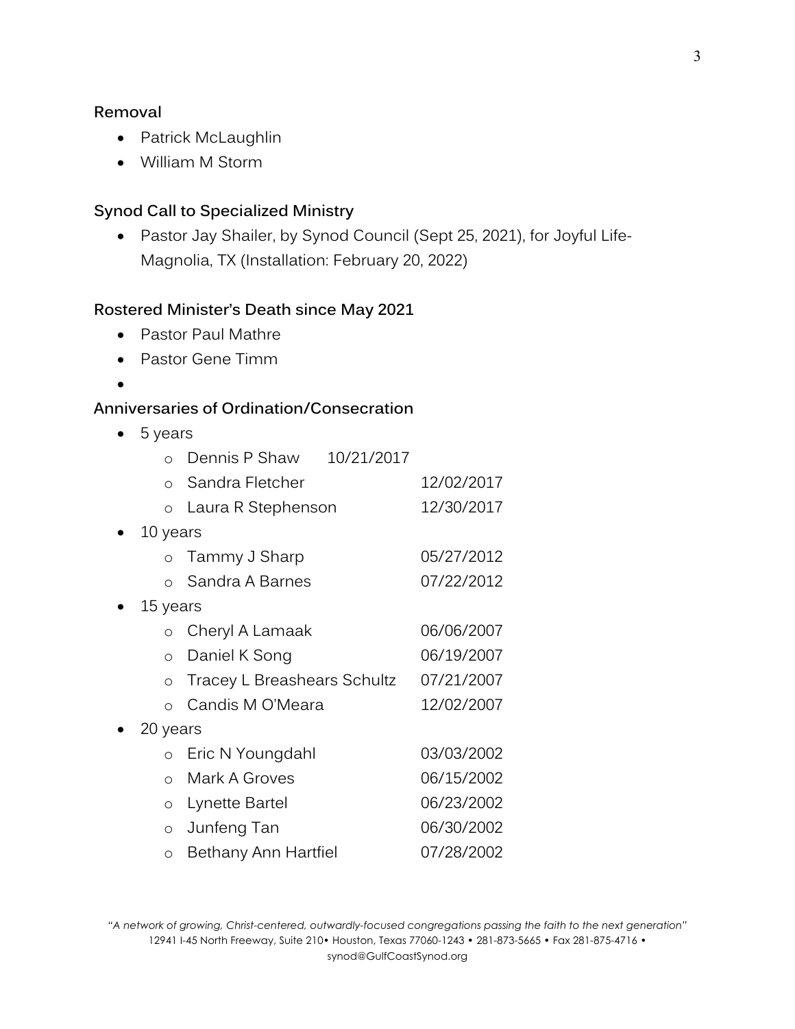### Removal

- Patrick McLaughlin
- William M Storm

### Synod Call to Specialized Ministry

- Pastor Jay Shailer, by Synod Council (Sept 25, 2021), for Joyful Life-Magnolia, TX (Installation: February 20, 2022)

### Rostered Minister's Death since May 2021

- Pastor Paul Mathre
- Pastor Gene Timm
-

### Anniversaries of Ordination/Consecration

- 5 years
  - Dennis P Shaw 10/21/2017
  - Sandra Fletcher 12/02/2017
  - Laura R Stephenson 12/30/2017
- 10 years
  - Tammy J Sharp 05/27/2012
  - Sandra A Barnes 07/22/2012
- 15 years
  - Cheryl A Lamaak 06/06/2007
  - Daniel K Song 06/19/2007
  - Tracey L Breashears Schultz 07/21/2007
  - Candis M O'Meara 12/02/2007
- 20 years
  - Eric N Youngdahl 03/03/2002
  - Mark A Groves 06/15/2002
  - Lynette Bartel 06/23/2002
  - Junfeng Tan 06/30/2002
  - Bethany Ann Hartfiel 07/28/2002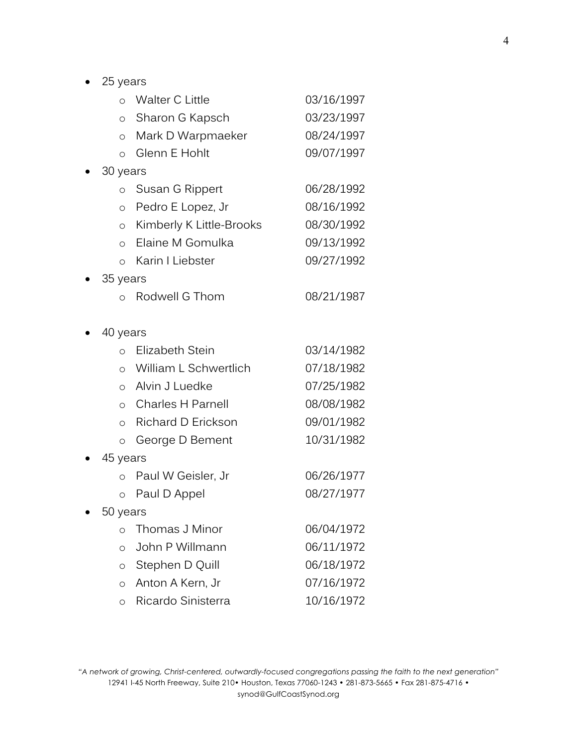- 25 years
  - Walter C Little 03/16/1997
  - Sharon G Kapsch 03/23/1997
  - Mark D Warpmaeker 08/24/1997
  - Glenn E Hohlt 09/07/1997
- 30 years
  - Susan G Rippert 06/28/1992
  - Pedro E Lopez, Jr 08/16/1992
  - Kimberly K Little-Brooks 08/30/1992
  - Elaine M Gomulka 09/13/1992
  - Karin I Liebster 09/27/1992
- 35 years
  - Rodwell G Thom 08/21/1987
- 40 years
  - Elizabeth Stein 03/14/1982
  - William L Schwertlich 07/18/1982
  - Alvin J Luedke 07/25/1982
  - Charles H Parnell 08/08/1982
  - Richard D Erickson 09/01/1982
  - George D Bement 10/31/1982
- 45 years
  - Paul W Geisler, Jr 06/26/1977
  - Paul D Appel 08/27/1977
- 50 years
  - Thomas J Minor 06/04/1972
  - John P Willmann 06/11/1972
  - Stephen D Quill 06/18/1972
  - Anton A Kern, Jr 07/16/1972
  - Ricardo Sinisterra 10/16/1972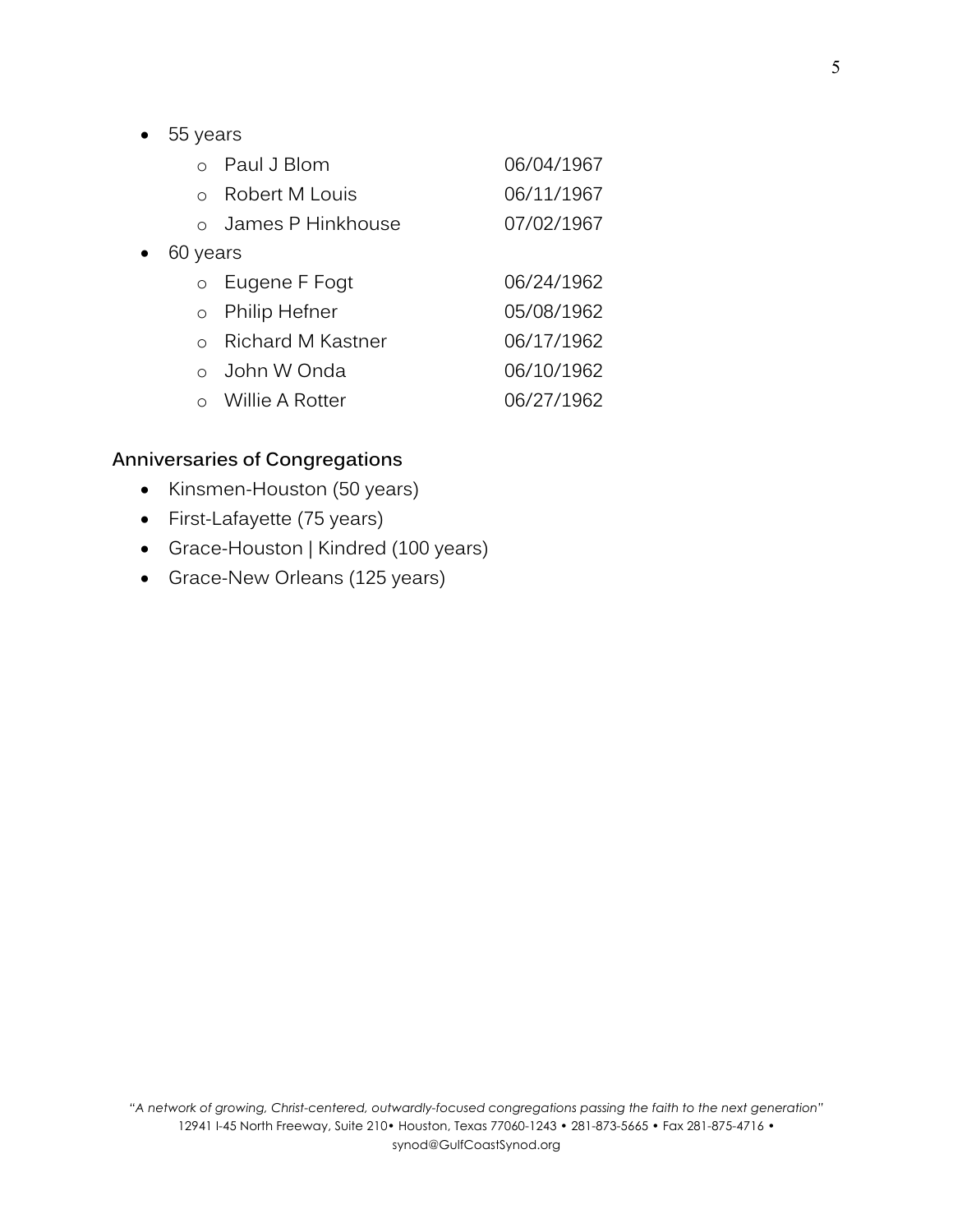- 55 years
    - Paul J Blom 06/04/1967
    - Robert M Louis 06/11/1967
    - James P Hinkhouse 07/02/1967
- 60 years
    - Eugene F Fogt 06/24/1962
    - Philip Hefner 05/08/1962
    - Richard M Kastner 06/17/1962
    - John W Onda 06/10/1962
    - Willie A Rotter 06/27/1962

### Anniversaries of Congregations

- Kinsmen-Houston (50 years)
- First-Lafayette (75 years)
- Grace-Houston | Kindred (100 years)
- Grace-New Orleans (125 years)